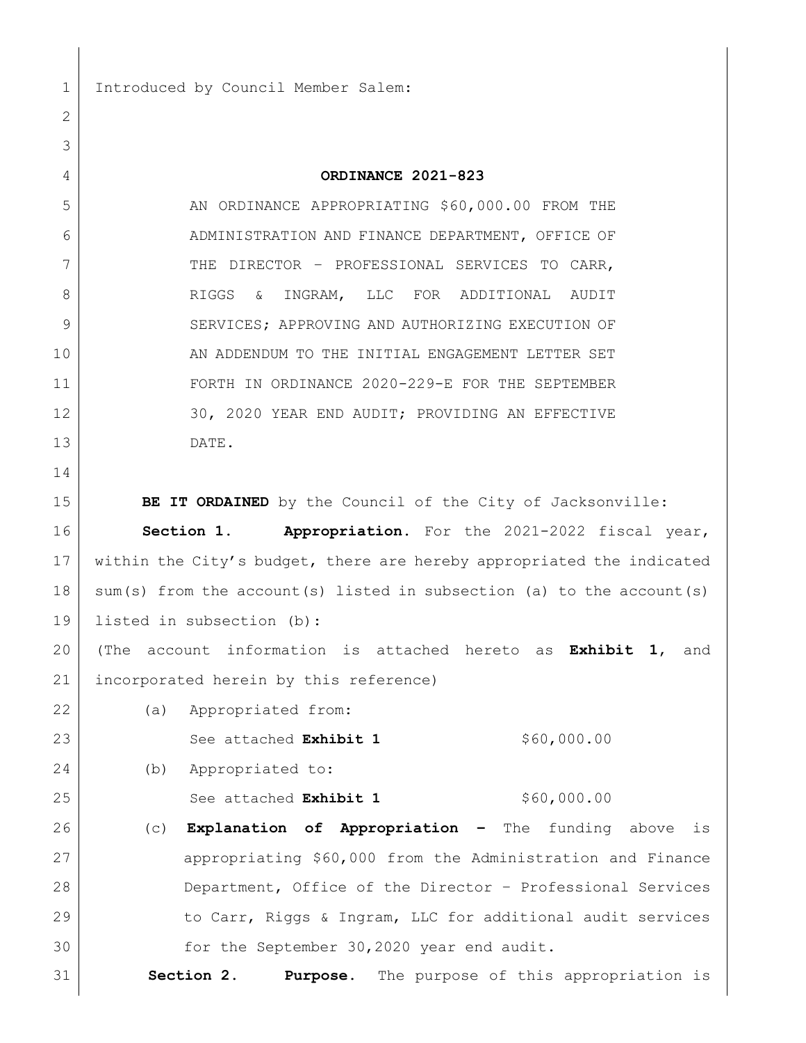Introduced by Council Member Salem:

**ORDINANCE 2021-823**

AN ORDINANCE APPROPRIATING $60,000.00 FROM THE ADMINISTRATION AND FINANCE DEPARTMENT, OFFICE OF THE DIRECTOR – PROFESSIONAL SERVICES TO CARR, RIGGS & INGRAM, LLC FOR ADDITIONAL AUDIT SERVICES; APPROVING AND AUTHORIZING EXECUTION OF AN ADDENDUM TO THE INITIAL ENGAGEMENT LETTER SET FORTH IN ORDINANCE 2020-229-E FOR THE SEPTEMBER 30, 2020 YEAR END AUDIT; PROVIDING AN EFFECTIVE DATE.

**BE IT ORDAINED** by the Council of the City of Jacksonville:

**Section 1. Appropriation.** For the 2021-2022 fiscal year, within the City's budget, there are hereby appropriated the indicated sum(s) from the account(s) listed in subsection (a) to the account(s) listed in subsection (b):

(The account information is attached hereto as **Exhibit 1**, and incorporated herein by this reference)

(a) Appropriated from:

See attached **Exhibit 1** $60,000.00

(b) Appropriated to:

See attached **Exhibit 1** $60,000.00

(c) **Explanation of Appropriation –** The funding above is appropriating $60,000 from the Administration and Finance Department, Office of the Director – Professional Services to Carr, Riggs & Ingram, LLC for additional audit services for the September 30,2020 year end audit.

**Section 2. Purpose.** The purpose of this appropriation is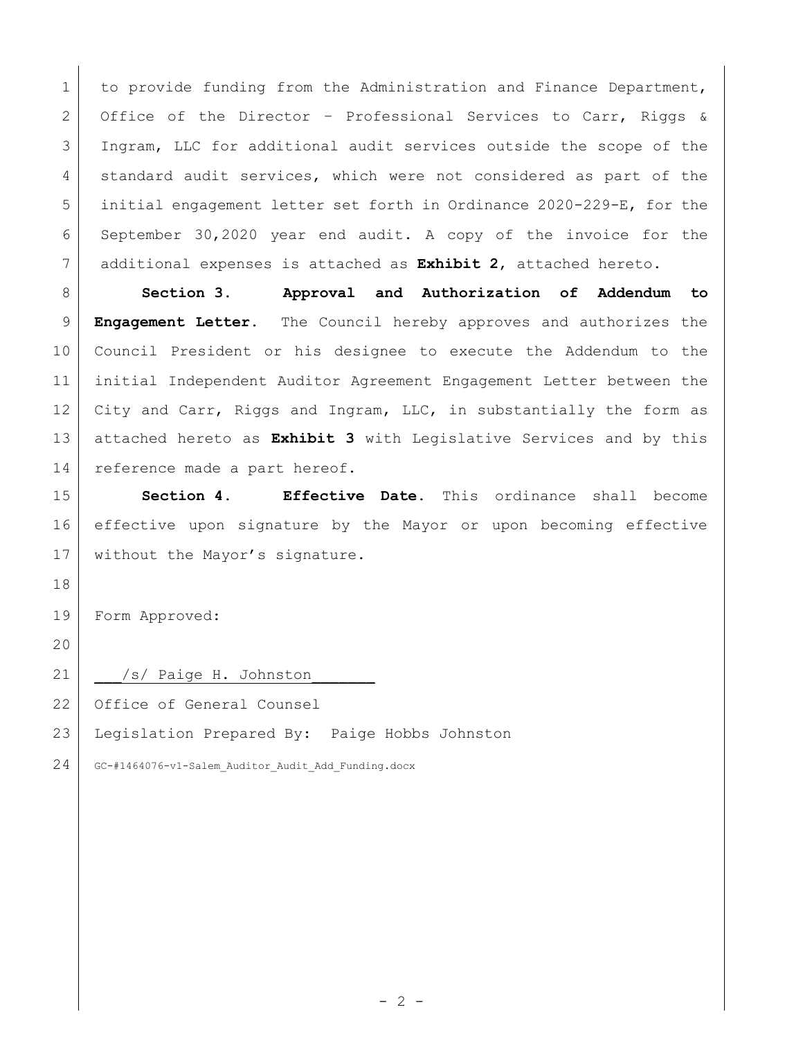to provide funding from the Administration and Finance Department, Office of the Director – Professional Services to Carr, Riggs & Ingram, LLC for additional audit services outside the scope of the standard audit services, which were not considered as part of the initial engagement letter set forth in Ordinance 2020-229-E, for the September 30,2020 year end audit. A copy of the invoice for the additional expenses is attached as **Exhibit 2**, attached hereto.

**Section 3. Approval and Authorization of Addendum to Engagement Letter.** The Council hereby approves and authorizes the Council President or his designee to execute the Addendum to the initial Independent Auditor Agreement Engagement Letter between the City and Carr, Riggs and Ingram, LLC, in substantially the form as attached hereto as **Exhibit 3** with Legislative Services and by this reference made a part hereof.

**Section 4. Effective Date.** This ordinance shall become effective upon signature by the Mayor or upon becoming effective without the Mayor's signature.

Form Approved:

/s/ Paige H. Johnston

Office of General Counsel

Legislation Prepared By: Paige Hobbs Johnston

GC-#1464076-v1-Salem_Auditor_Audit_Add_Funding.docx